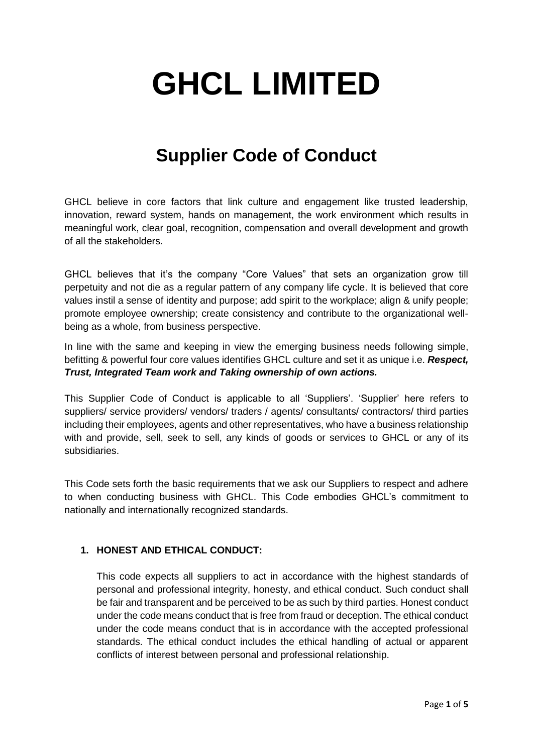# GHCL LIMITED

## Supplier Code of Conduct

GHCL believe in core factors that link culture and engagement like trusted leadership, innovation, reward system, hands on management, the work environment which results in meaningful work, clear goal, recognition, compensation and overall development and growth of all the stakeholders.

GHCL believes that it's the company "Core Values" that sets an organization grow till perpetuity and not die as a regular pattern of any company life cycle. It is believed that core values instil a sense of identity and purpose; add spirit to the workplace; align & unify people; promote employee ownership; create consistency and contribute to the organizational well-being as a whole, from business perspective.

In line with the same and keeping in view the emerging business needs following simple, befitting & powerful four core values identifies GHCL culture and set it as unique i.e. ***Respect, Trust, Integrated Team work and Taking ownership of own actions.***

This Supplier Code of Conduct is applicable to all 'Suppliers'. 'Supplier' here refers to suppliers/ service providers/ vendors/ traders / agents/ consultants/ contractors/ third parties including their employees, agents and other representatives, who have a business relationship with and provide, sell, seek to sell, any kinds of goods or services to GHCL or any of its subsidiaries.

This Code sets forth the basic requirements that we ask our Suppliers to respect and adhere to when conducting business with GHCL. This Code embodies GHCL's commitment to nationally and internationally recognized standards.

### 1. HONEST AND ETHICAL CONDUCT:

This code expects all suppliers to act in accordance with the highest standards of personal and professional integrity, honesty, and ethical conduct. Such conduct shall be fair and transparent and be perceived to be as such by third parties. Honest conduct under the code means conduct that is free from fraud or deception. The ethical conduct under the code means conduct that is in accordance with the accepted professional standards. The ethical conduct includes the ethical handling of actual or apparent conflicts of interest between personal and professional relationship.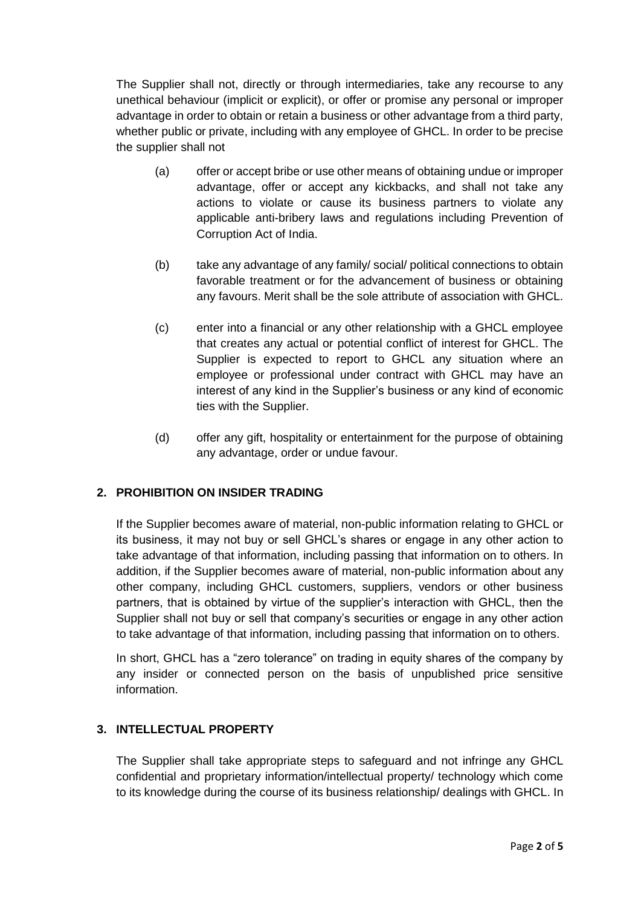The Supplier shall not, directly or through intermediaries, take any recourse to any unethical behaviour (implicit or explicit), or offer or promise any personal or improper advantage in order to obtain or retain a business or other advantage from a third party, whether public or private, including with any employee of GHCL. In order to be precise the supplier shall not

(a) offer or accept bribe or use other means of obtaining undue or improper advantage, offer or accept any kickbacks, and shall not take any actions to violate or cause its business partners to violate any applicable anti-bribery laws and regulations including Prevention of Corruption Act of India.

(b) take any advantage of any family/ social/ political connections to obtain favorable treatment or for the advancement of business or obtaining any favours. Merit shall be the sole attribute of association with GHCL.

(c) enter into a financial or any other relationship with a GHCL employee that creates any actual or potential conflict of interest for GHCL. The Supplier is expected to report to GHCL any situation where an employee or professional under contract with GHCL may have an interest of any kind in the Supplier's business or any kind of economic ties with the Supplier.

(d) offer any gift, hospitality or entertainment for the purpose of obtaining any advantage, order or undue favour.

## 2. PROHIBITION ON INSIDER TRADING

If the Supplier becomes aware of material, non-public information relating to GHCL or its business, it may not buy or sell GHCL's shares or engage in any other action to take advantage of that information, including passing that information on to others. In addition, if the Supplier becomes aware of material, non-public information about any other company, including GHCL customers, suppliers, vendors or other business partners, that is obtained by virtue of the supplier's interaction with GHCL, then the Supplier shall not buy or sell that company's securities or engage in any other action to take advantage of that information, including passing that information on to others.

In short, GHCL has a "zero tolerance" on trading in equity shares of the company by any insider or connected person on the basis of unpublished price sensitive information.

## 3. INTELLECTUAL PROPERTY

The Supplier shall take appropriate steps to safeguard and not infringe any GHCL confidential and proprietary information/intellectual property/ technology which come to its knowledge during the course of its business relationship/ dealings with GHCL. In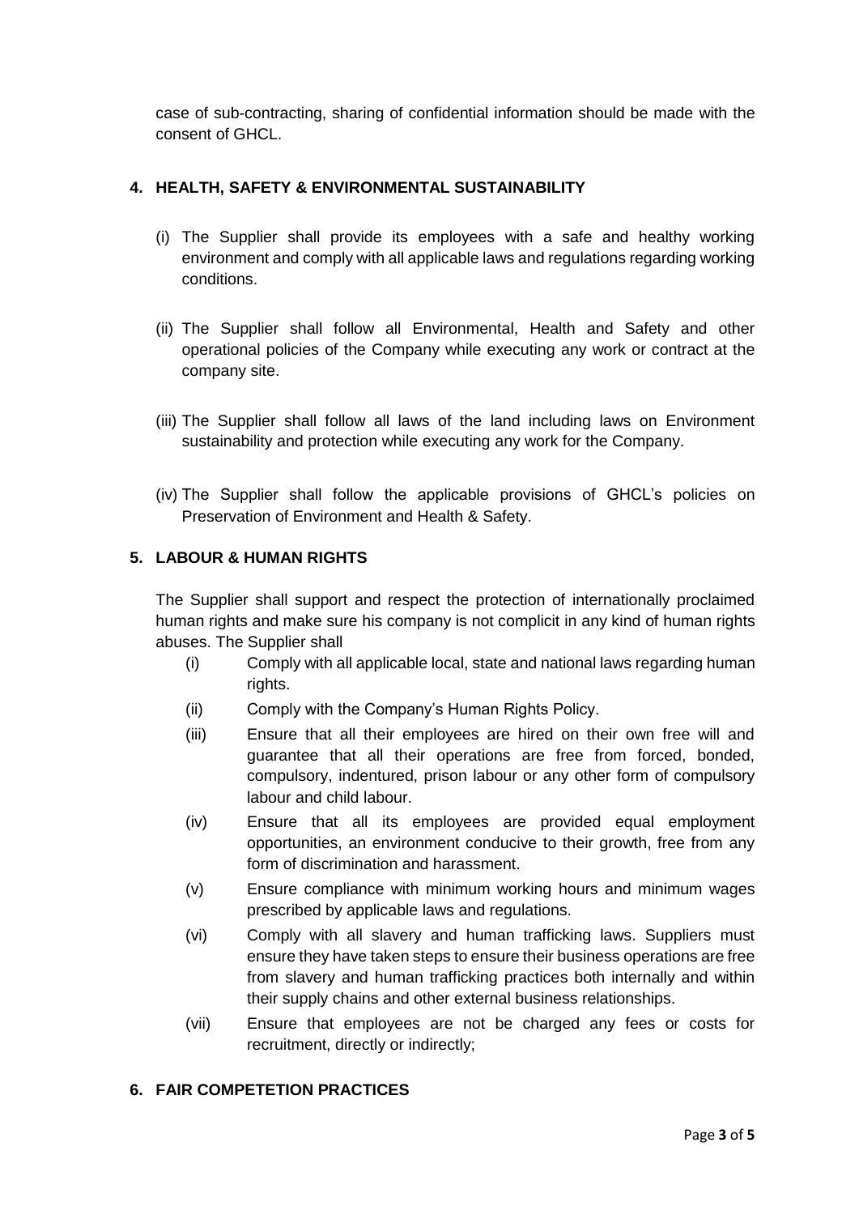case of sub-contracting, sharing of confidential information should be made with the consent of GHCL.

## 4. HEALTH, SAFETY & ENVIRONMENTAL SUSTAINABILITY

(i) The Supplier shall provide its employees with a safe and healthy working environment and comply with all applicable laws and regulations regarding working conditions.

(ii) The Supplier shall follow all Environmental, Health and Safety and other operational policies of the Company while executing any work or contract at the company site.

(iii) The Supplier shall follow all laws of the land including laws on Environment sustainability and protection while executing any work for the Company.

(iv) The Supplier shall follow the applicable provisions of GHCL's policies on Preservation of Environment and Health & Safety.

## 5. LABOUR & HUMAN RIGHTS

The Supplier shall support and respect the protection of internationally proclaimed human rights and make sure his company is not complicit in any kind of human rights abuses. The Supplier shall

(i) Comply with all applicable local, state and national laws regarding human rights.

(ii) Comply with the Company's Human Rights Policy.

(iii) Ensure that all their employees are hired on their own free will and guarantee that all their operations are free from forced, bonded, compulsory, indentured, prison labour or any other form of compulsory labour and child labour.

(iv) Ensure that all its employees are provided equal employment opportunities, an environment conducive to their growth, free from any form of discrimination and harassment.

(v) Ensure compliance with minimum working hours and minimum wages prescribed by applicable laws and regulations.

(vi) Comply with all slavery and human trafficking laws. Suppliers must ensure they have taken steps to ensure their business operations are free from slavery and human trafficking practices both internally and within their supply chains and other external business relationships.

(vii) Ensure that employees are not be charged any fees or costs for recruitment, directly or indirectly;

## 6. FAIR COMPETETION PRACTICES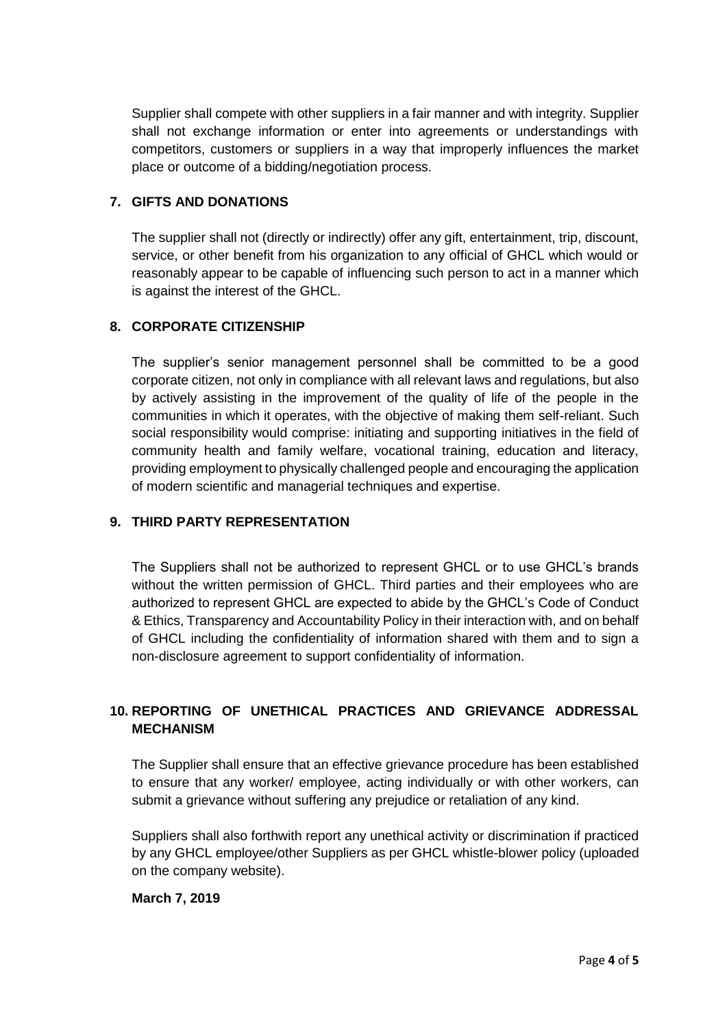Supplier shall compete with other suppliers in a fair manner and with integrity. Supplier shall not exchange information or enter into agreements or understandings with competitors, customers or suppliers in a way that improperly influences the market place or outcome of a bidding/negotiation process.

## 7. GIFTS AND DONATIONS

The supplier shall not (directly or indirectly) offer any gift, entertainment, trip, discount, service, or other benefit from his organization to any official of GHCL which would or reasonably appear to be capable of influencing such person to act in a manner which is against the interest of the GHCL.

## 8. CORPORATE CITIZENSHIP

The supplier's senior management personnel shall be committed to be a good corporate citizen, not only in compliance with all relevant laws and regulations, but also by actively assisting in the improvement of the quality of life of the people in the communities in which it operates, with the objective of making them self-reliant. Such social responsibility would comprise: initiating and supporting initiatives in the field of community health and family welfare, vocational training, education and literacy, providing employment to physically challenged people and encouraging the application of modern scientific and managerial techniques and expertise.

## 9. THIRD PARTY REPRESENTATION

The Suppliers shall not be authorized to represent GHCL or to use GHCL's brands without the written permission of GHCL. Third parties and their employees who are authorized to represent GHCL are expected to abide by the GHCL's Code of Conduct & Ethics, Transparency and Accountability Policy in their interaction with, and on behalf of GHCL including the confidentiality of information shared with them and to sign a non-disclosure agreement to support confidentiality of information.

## 10. REPORTING OF UNETHICAL PRACTICES AND GRIEVANCE ADDRESSAL MECHANISM

The Supplier shall ensure that an effective grievance procedure has been established to ensure that any worker/ employee, acting individually or with other workers, can submit a grievance without suffering any prejudice or retaliation of any kind.

Suppliers shall also forthwith report any unethical activity or discrimination if practiced by any GHCL employee/other Suppliers as per GHCL whistle-blower policy (uploaded on the company website).

**March 7, 2019**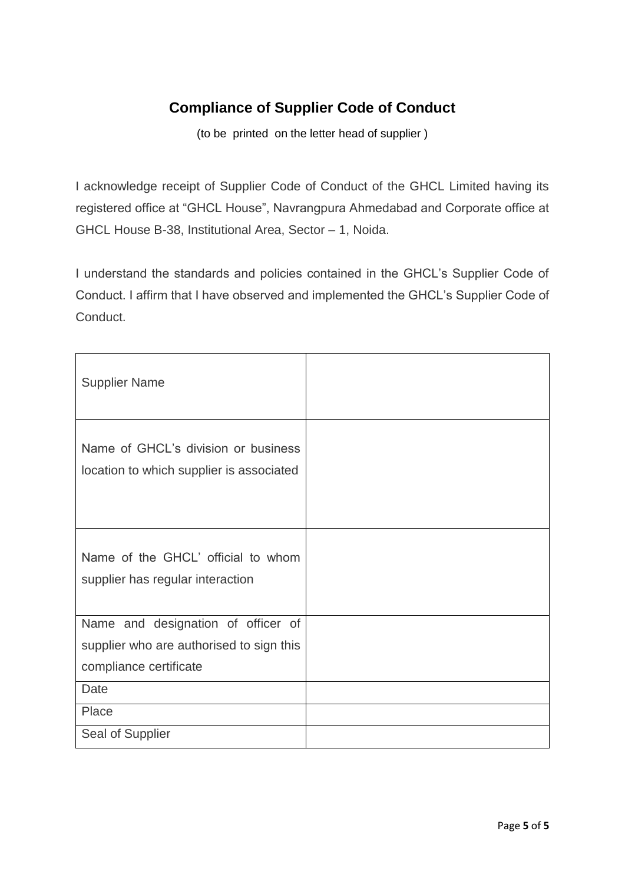# Compliance of Supplier Code of Conduct

(to be printed on the letter head of supplier )

I acknowledge receipt of Supplier Code of Conduct of the GHCL Limited having its registered office at "GHCL House", Navrangpura Ahmedabad and Corporate office at GHCL House B-38, Institutional Area, Sector – 1, Noida.

I understand the standards and policies contained in the GHCL's Supplier Code of Conduct. I affirm that I have observed and implemented the GHCL's Supplier Code of Conduct.

| | |
|---|---|
| Supplier Name | |
| Name of GHCL's division or business location to which supplier is associated | |
| Name of the GHCL' official to whom supplier has regular interaction | |
| Name and designation of officer of supplier who are authorised to sign this compliance certificate | |
| Date | |
| Place | |
| Seal of Supplier | |